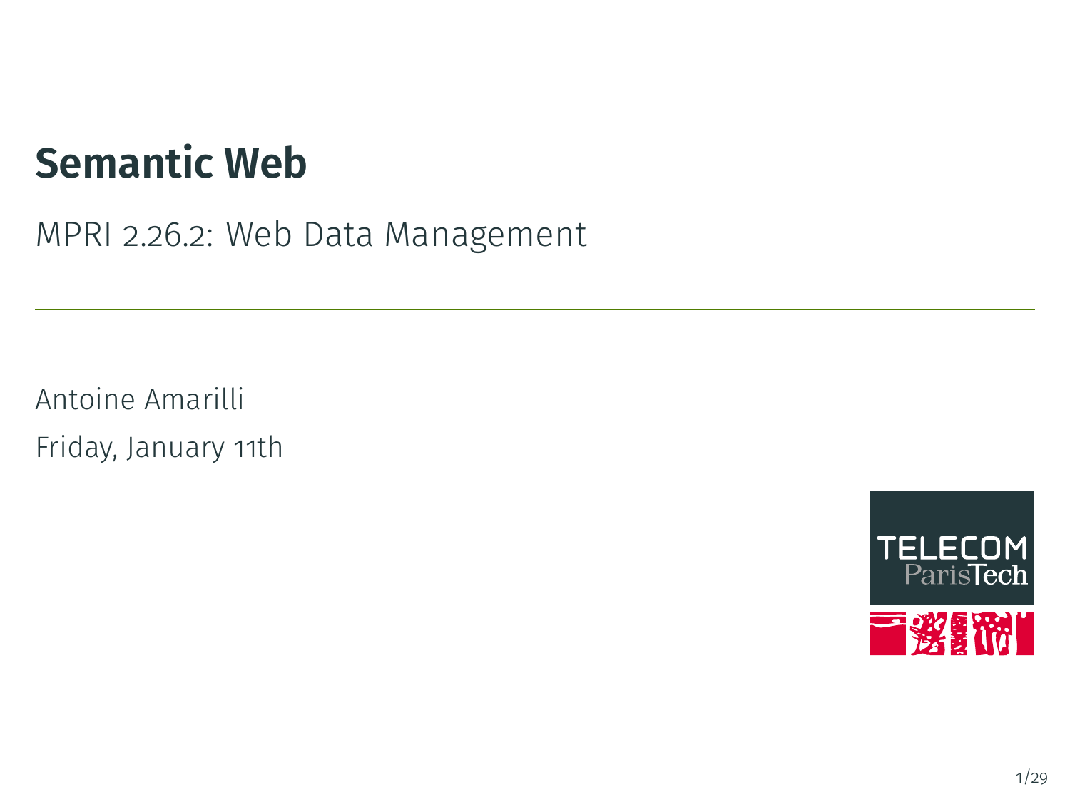# Semantic Web

MPRI 2.26.2: Web Data Management

---

Antoine Amarilli

Friday, January 11th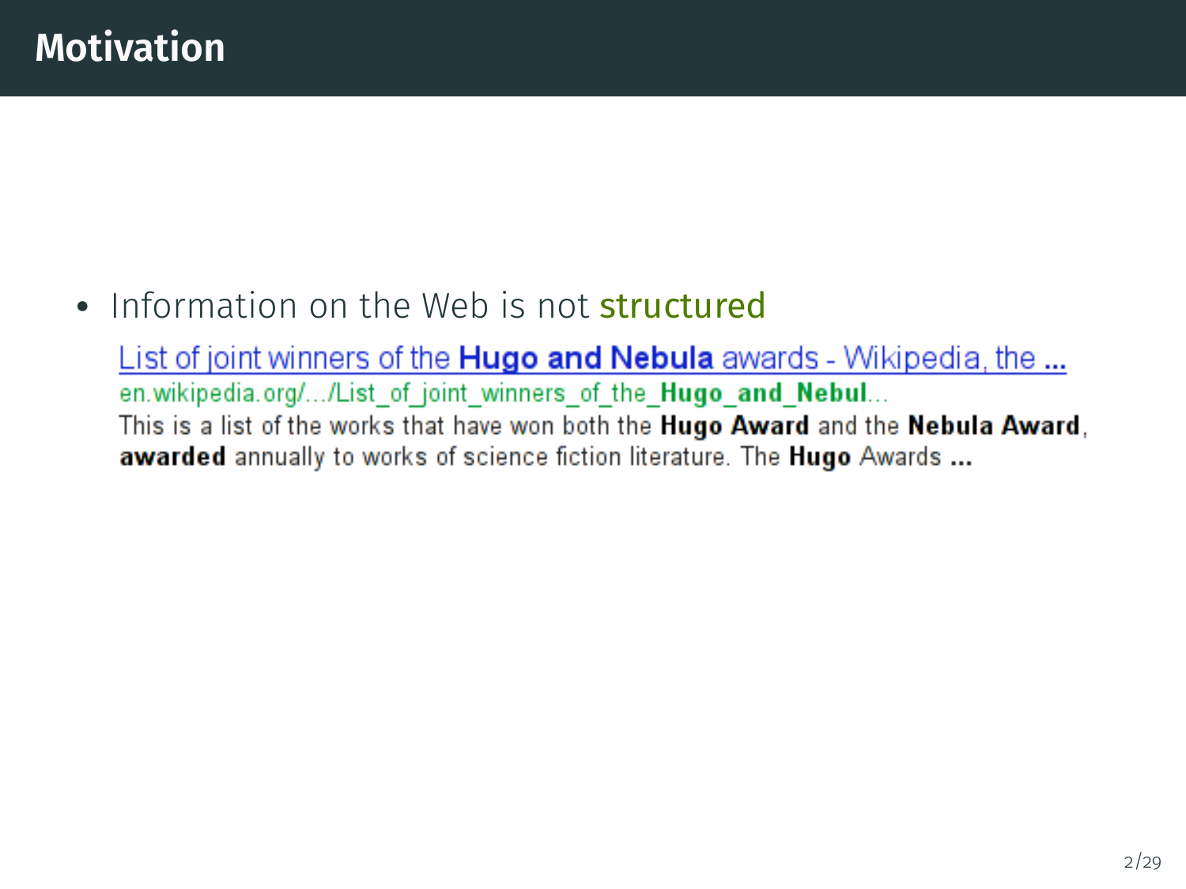# Motivation

- Information on the Web is not structured

  List of joint winners of the **Hugo and Nebula** awards - Wikipedia, the **...**
  en.wikipedia.org/.../List_of_joint_winners_of_the_**Hugo_and_Nebul**...
  This is a list of the works that have won both the **Hugo Award** and the **Nebula Award**, **awarded** annually to works of science fiction literature. The **Hugo** Awards **...**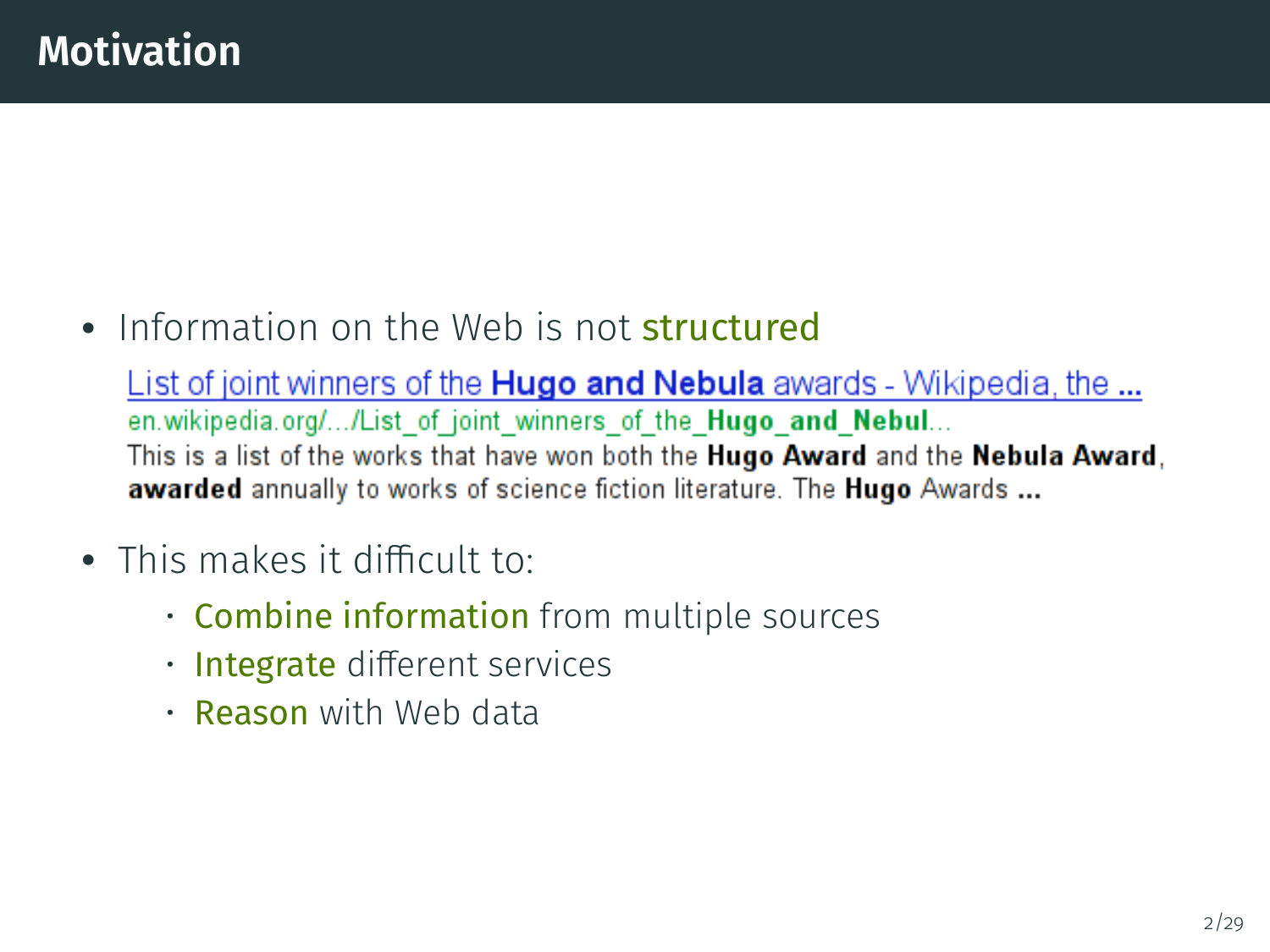# Motivation

- Information on the Web is not **structured**

  List of joint winners of the **Hugo and Nebula** awards - Wikipedia, the **...**
  en.wikipedia.org/.../List_of_joint_winners_of_the_**Hugo_and_Nebul**...
  This is a list of the works that have won both the **Hugo Award** and the **Nebula Award**, **awarded** annually to works of science fiction literature. The **Hugo** Awards **...**

- This makes it difficult to:
  - **Combine information** from multiple sources
  - **Integrate** different services
  - **Reason** with Web data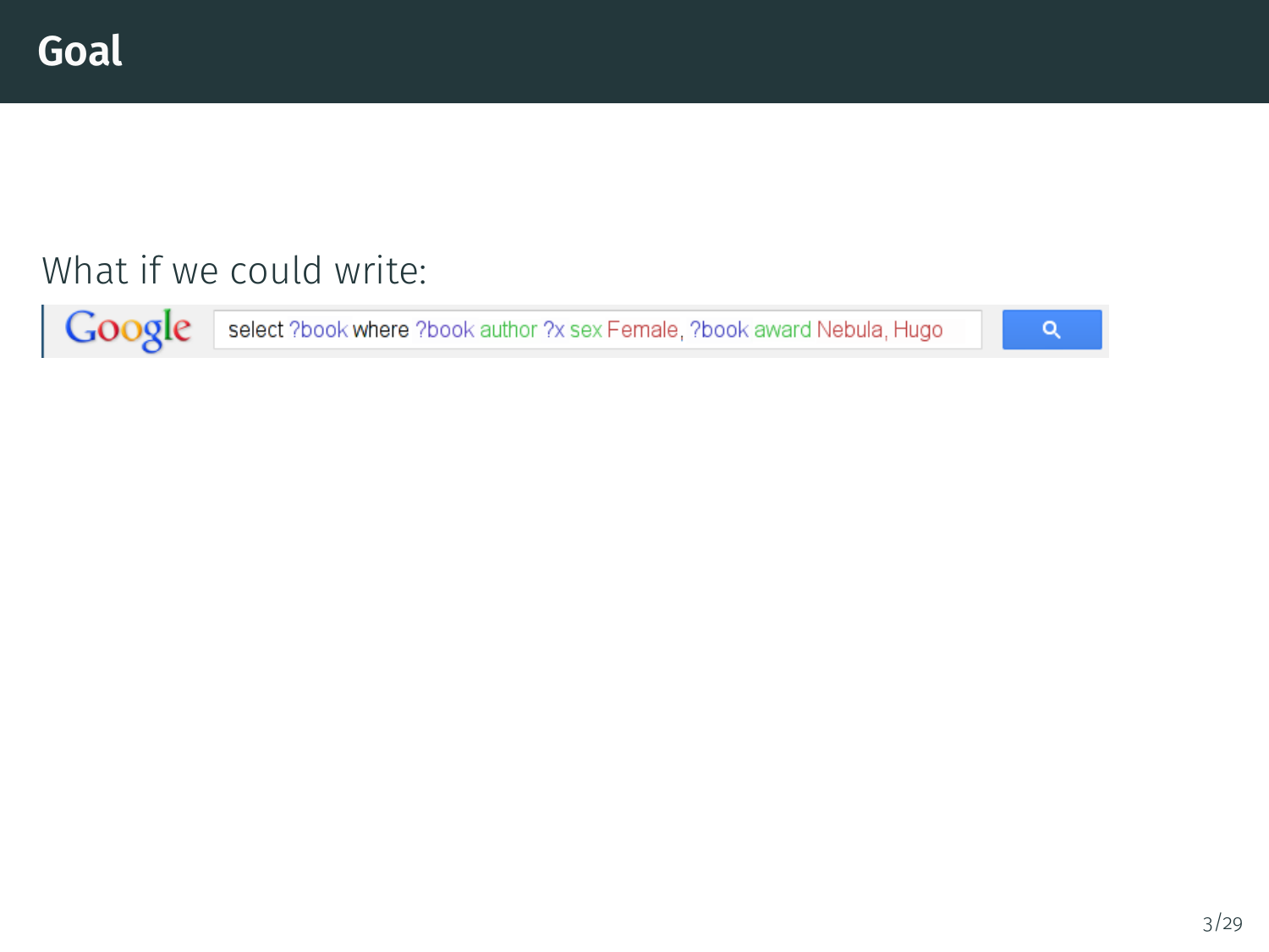# Goal

What if we could write:

Google select ?book where ?book author ?x sex Female, ?book award Nebula, Hugo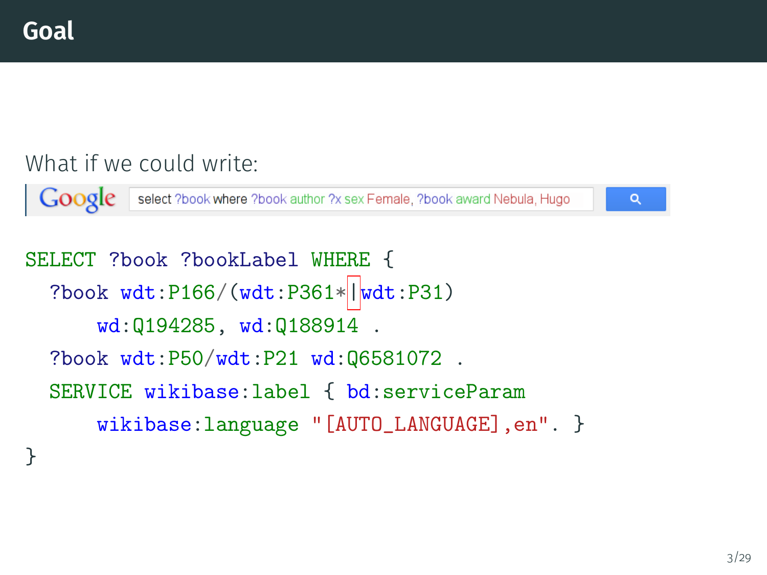# Goal

What if we could write:

Google: select ?book where ?book author ?x sex Female, ?book award Nebula, Hugo

```
SELECT ?book ?bookLabel WHERE {
  ?book wdt:P166/(wdt:P361*|wdt:P31)
      wd:Q194285, wd:Q188914 .
  ?book wdt:P50/wdt:P21 wd:Q6581072 .
  SERVICE wikibase:label { bd:serviceParam
      wikibase:language "[AUTO_LANGUAGE],en". }
}
```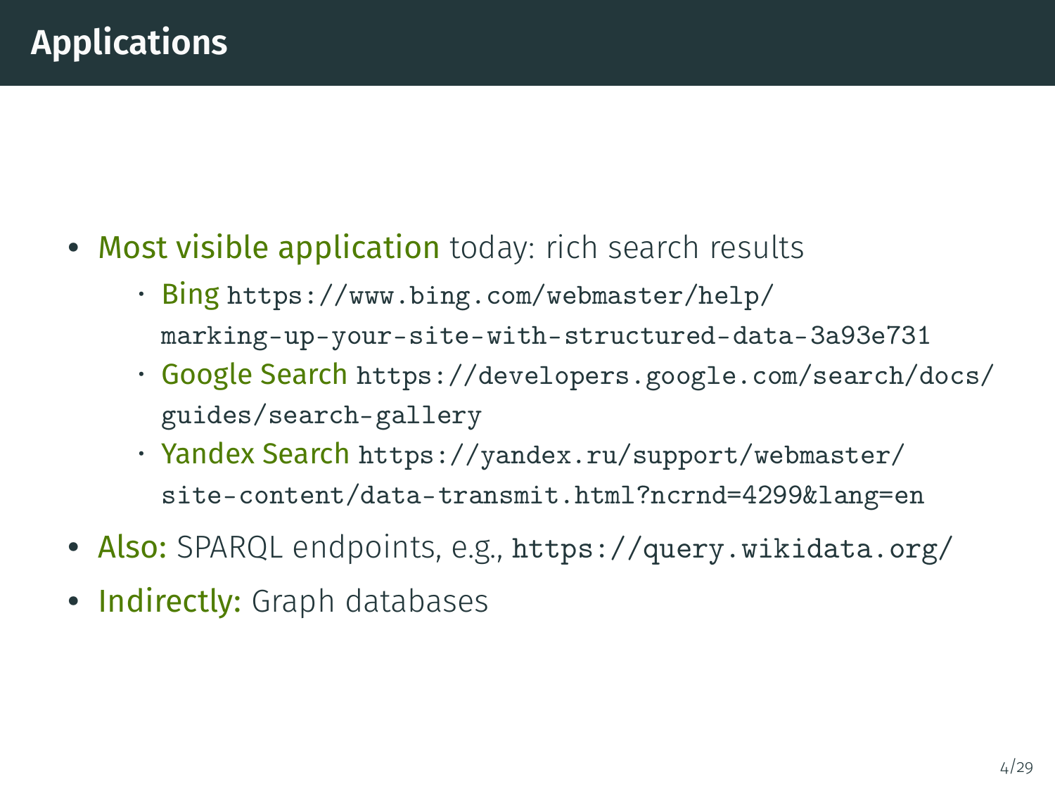# Applications

- Most visible application today: rich search results
  - Bing `https://www.bing.com/webmaster/help/marking-up-your-site-with-structured-data-3a93e731`
  - Google Search `https://developers.google.com/search/docs/guides/search-gallery`
  - Yandex Search `https://yandex.ru/support/webmaster/site-content/data-transmit.html?ncrnd=4299&lang=en`
- Also: SPARQL endpoints, e.g., `https://query.wikidata.org/`
- Indirectly: Graph databases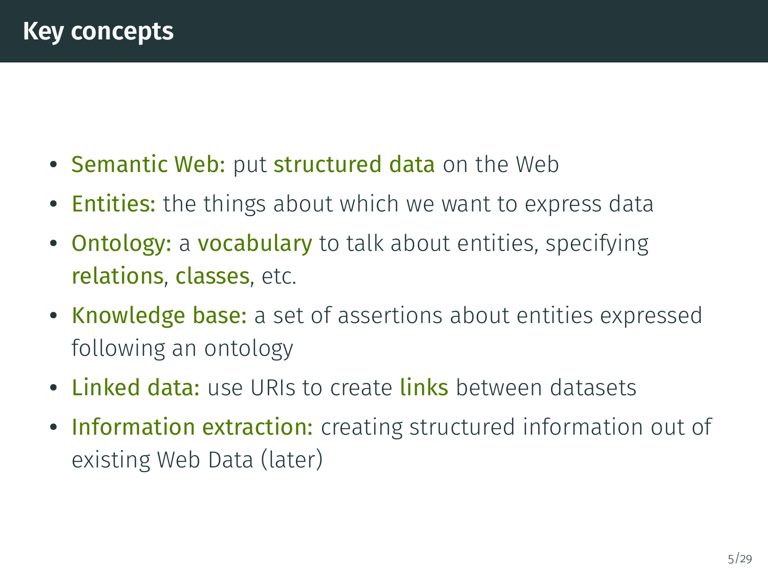# Key concepts

- Semantic Web: put structured data on the Web
- Entities: the things about which we want to express data
- Ontology: a vocabulary to talk about entities, specifying relations, classes, etc.
- Knowledge base: a set of assertions about entities expressed following an ontology
- Linked data: use URIs to create links between datasets
- Information extraction: creating structured information out of existing Web Data (later)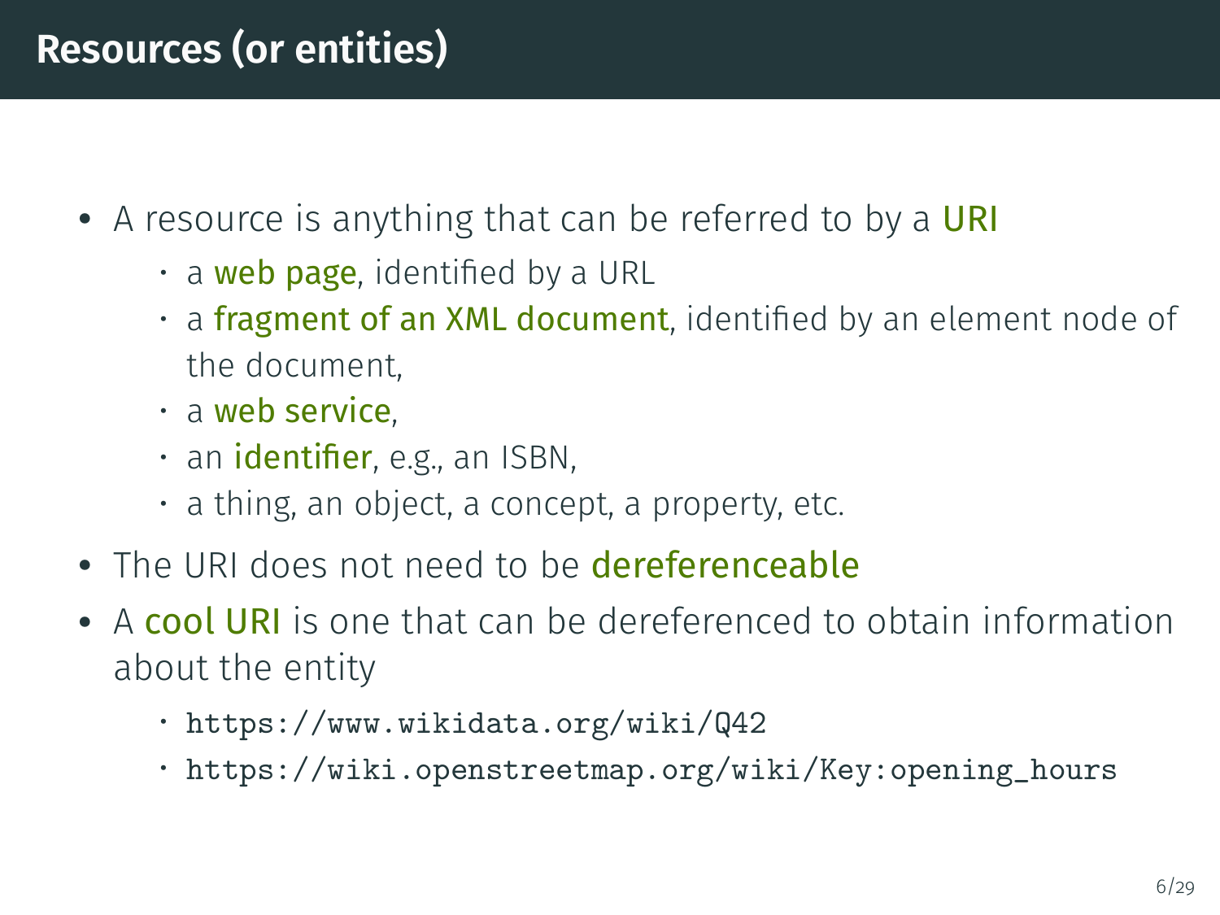# Resources (or entities)

- A resource is anything that can be referred to by a **URI**
  - a **web page**, identified by a URL
  - a **fragment of an XML document**, identified by an element node of the document,
  - a **web service**,
  - an **identifier**, e.g., an ISBN,
  - a thing, an object, a concept, a property, etc.
- The URI does not need to be **dereferenceable**
- A **cool URI** is one that can be dereferenced to obtain information about the entity
  - `https://www.wikidata.org/wiki/Q42`
  - `https://wiki.openstreetmap.org/wiki/Key:opening_hours`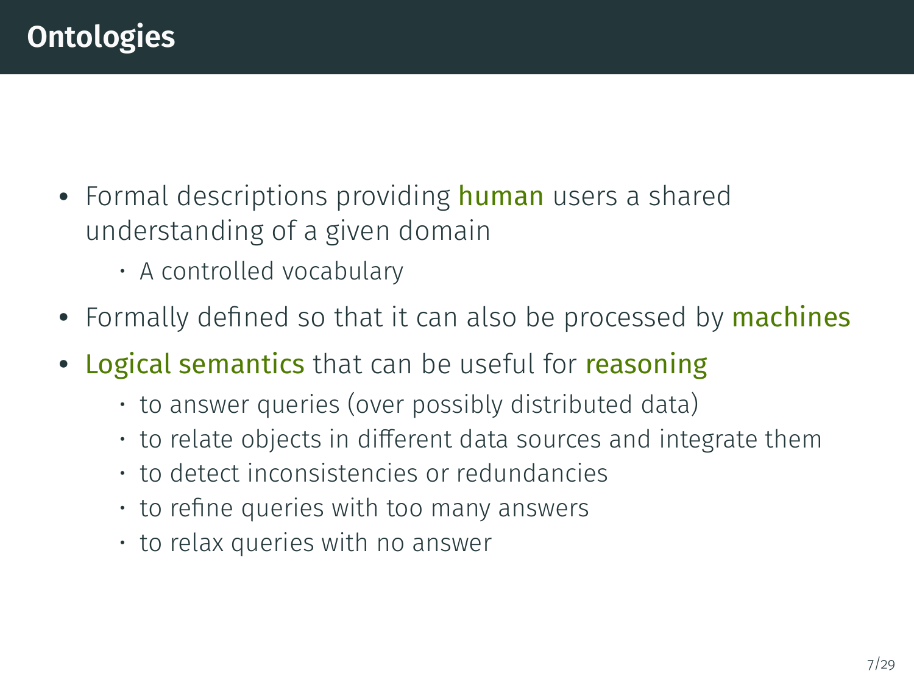# Ontologies

- Formal descriptions providing **human** users a shared understanding of a given domain
  - A controlled vocabulary
- Formally defined so that it can also be processed by **machines**
- **Logical semantics** that can be useful for **reasoning**
  - to answer queries (over possibly distributed data)
  - to relate objects in different data sources and integrate them
  - to detect inconsistencies or redundancies
  - to refine queries with too many answers
  - to relax queries with no answer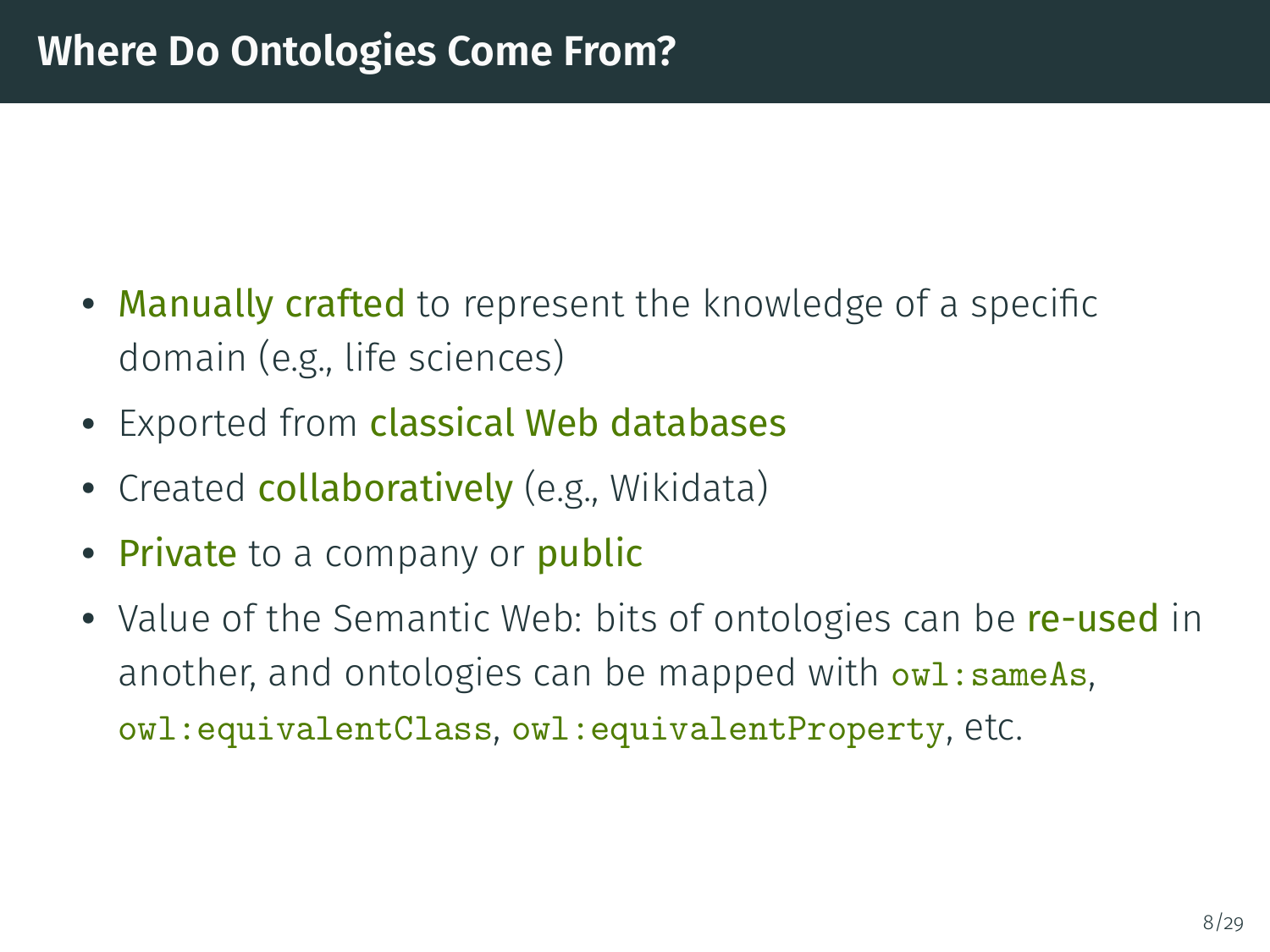# Where Do Ontologies Come From?

- **Manually crafted** to represent the knowledge of a specific domain (e.g., life sciences)
- Exported from **classical Web databases**
- Created **collaboratively** (e.g., Wikidata)
- **Private** to a company or **public**
- Value of the Semantic Web: bits of ontologies can be **re-used** in another, and ontologies can be mapped with `owl:sameAs`, `owl:equivalentClass`, `owl:equivalentProperty`, etc.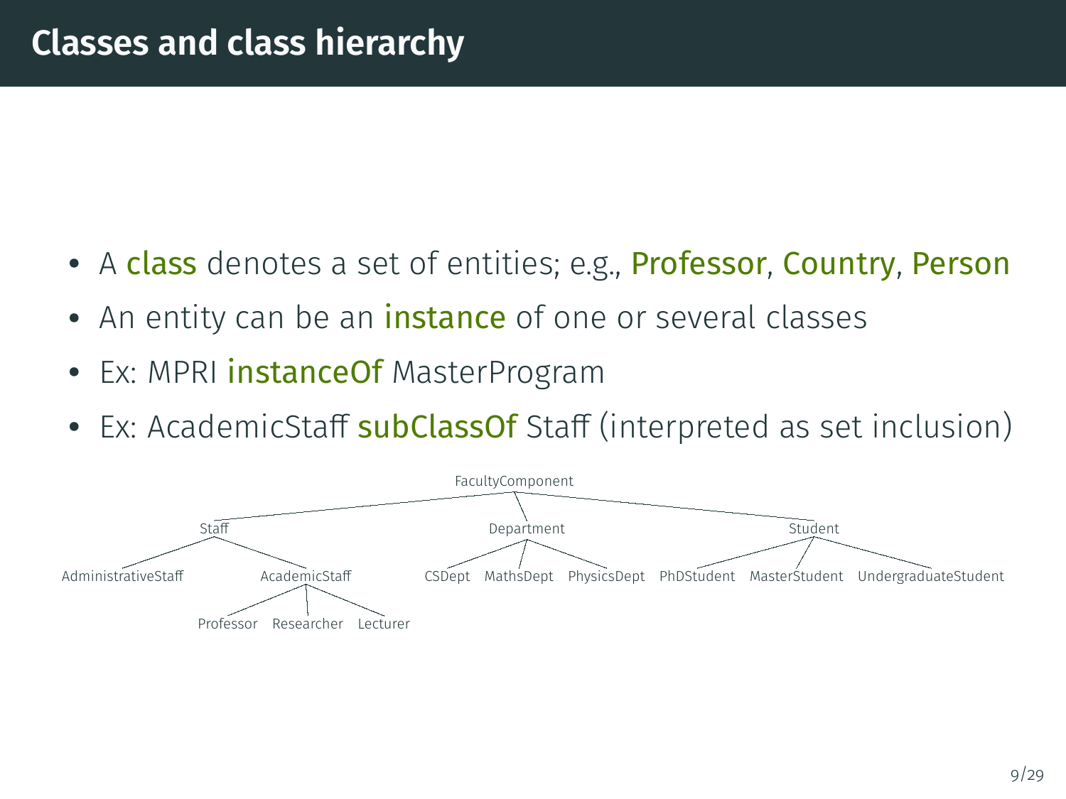# Classes and class hierarchy

- A **class** denotes a set of entities; e.g., Professor, Country, Person
- An entity can be an **instance** of one or several classes
- Ex: MPRI **instanceOf** MasterProgram
- Ex: AcademicStaff **subClassOf** Staff (interpreted as set inclusion)

```
FacultyComponent
├── Staff
│   ├── AdministrativeStaff
│   └── AcademicStaff
│       ├── Professor
│       ├── Researcher
│       └── Lecturer
├── Department
│   ├── CSDept
│   ├── MathsDept
│   └── PhysicsDept
└── Student
    ├── PhDStudent
    ├── MasterStudent
    └── UndergraduateStudent
```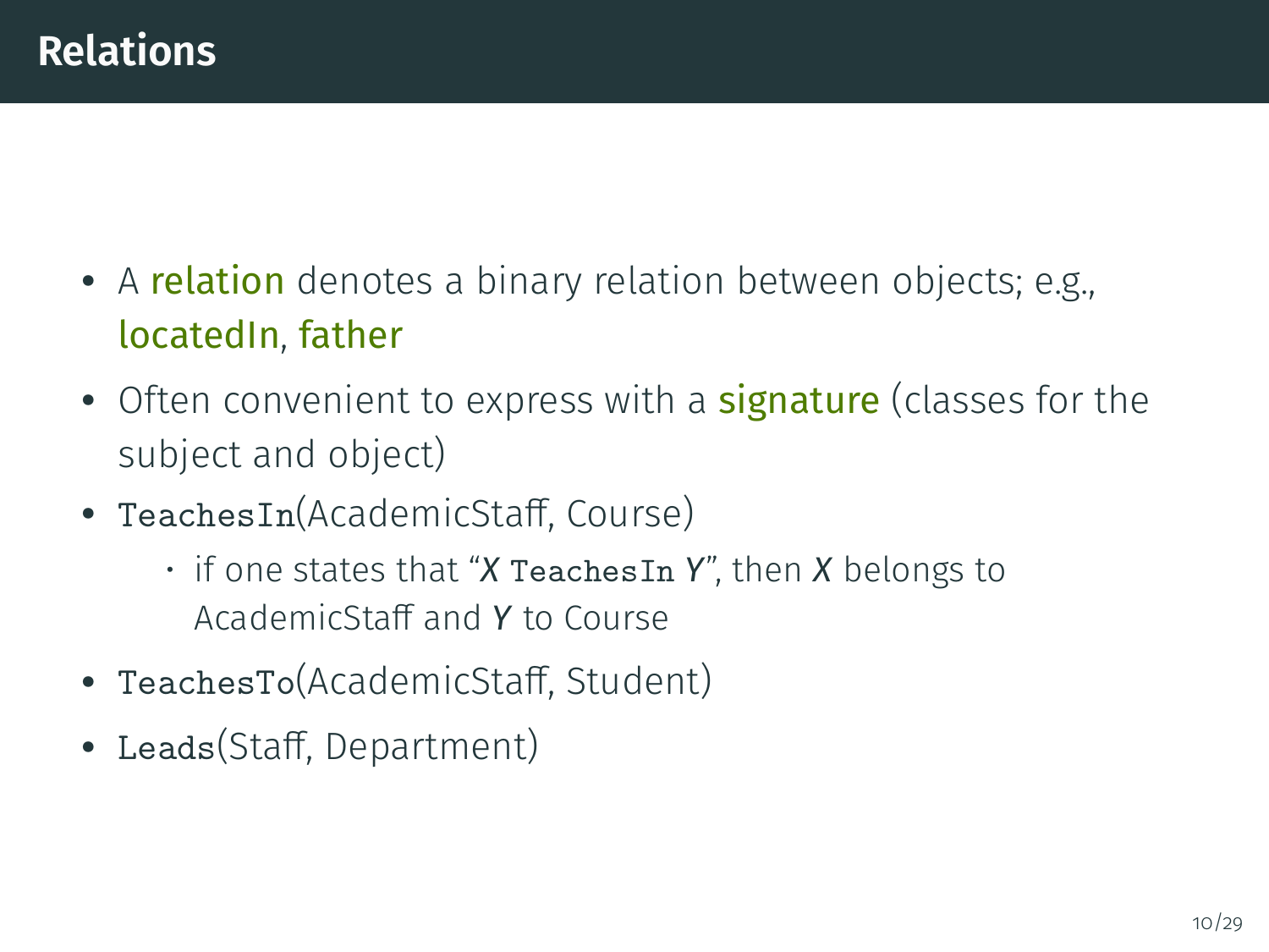# Relations

- A **relation** denotes a binary relation between objects; e.g., locatedIn, father
- Often convenient to express with a **signature** (classes for the subject and object)
- `TeachesIn`(AcademicStaff, Course)
  - if one states that "*X* `TeachesIn` *Y*", then *X* belongs to AcademicStaff and *Y* to Course
- `TeachesTo`(AcademicStaff, Student)
- `Leads`(Staff, Department)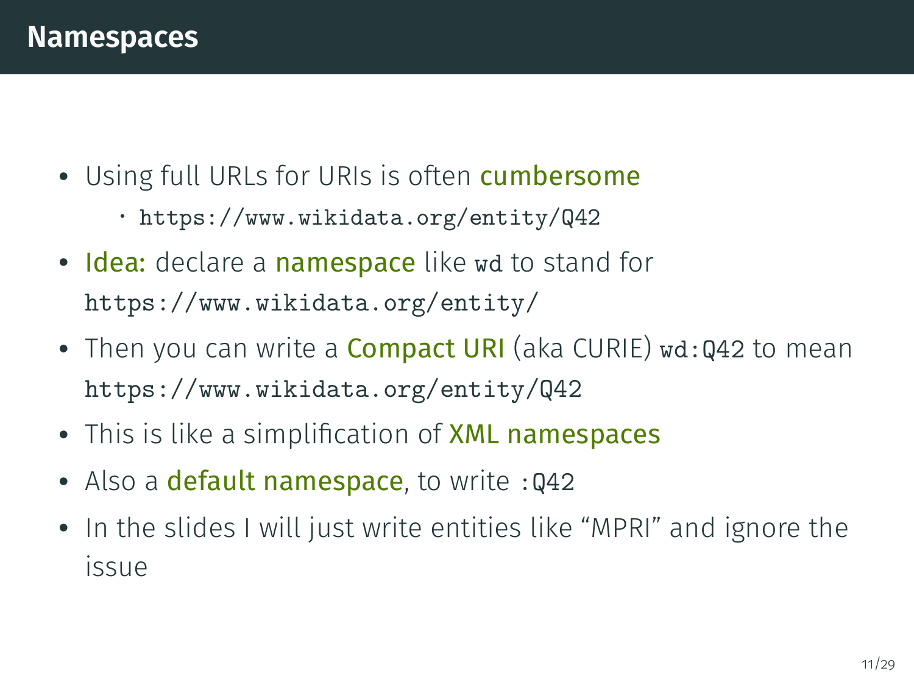# Namespaces

- Using full URLs for URIs is often **cumbersome**
  - `https://www.wikidata.org/entity/Q42`
- **Idea:** declare a **namespace** like `wd` to stand for `https://www.wikidata.org/entity/`
- Then you can write a **Compact URI** (aka CURIE) `wd:Q42` to mean `https://www.wikidata.org/entity/Q42`
- This is like a simplification of **XML namespaces**
- Also a **default namespace**, to write `:Q42`
- In the slides I will just write entities like "MPRI" and ignore the issue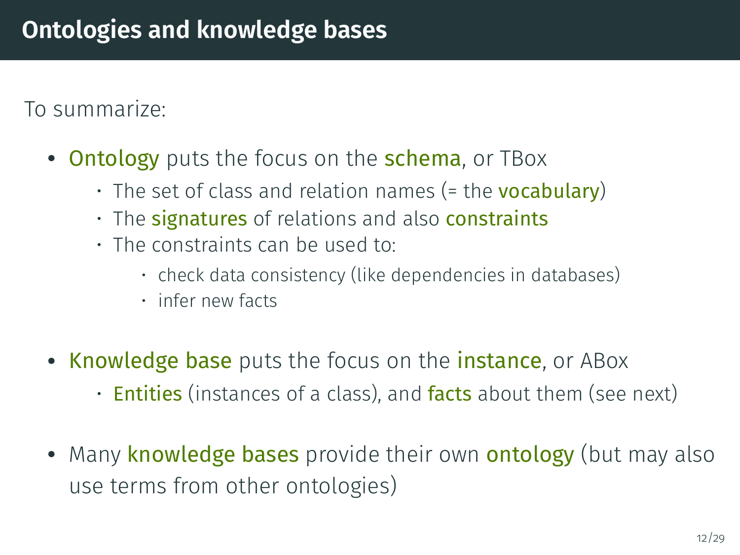# Ontologies and knowledge bases

To summarize:

- **Ontology** puts the focus on the **schema**, or TBox
  - The set of class and relation names (= the **vocabulary**)
  - The **signatures** of relations and also **constraints**
  - The constraints can be used to:
    - check data consistency (like dependencies in databases)
    - infer new facts
- **Knowledge base** puts the focus on the **instance**, or ABox
  - **Entities** (instances of a class), and **facts** about them (see next)
- Many **knowledge bases** provide their own **ontology** (but may also use terms from other ontologies)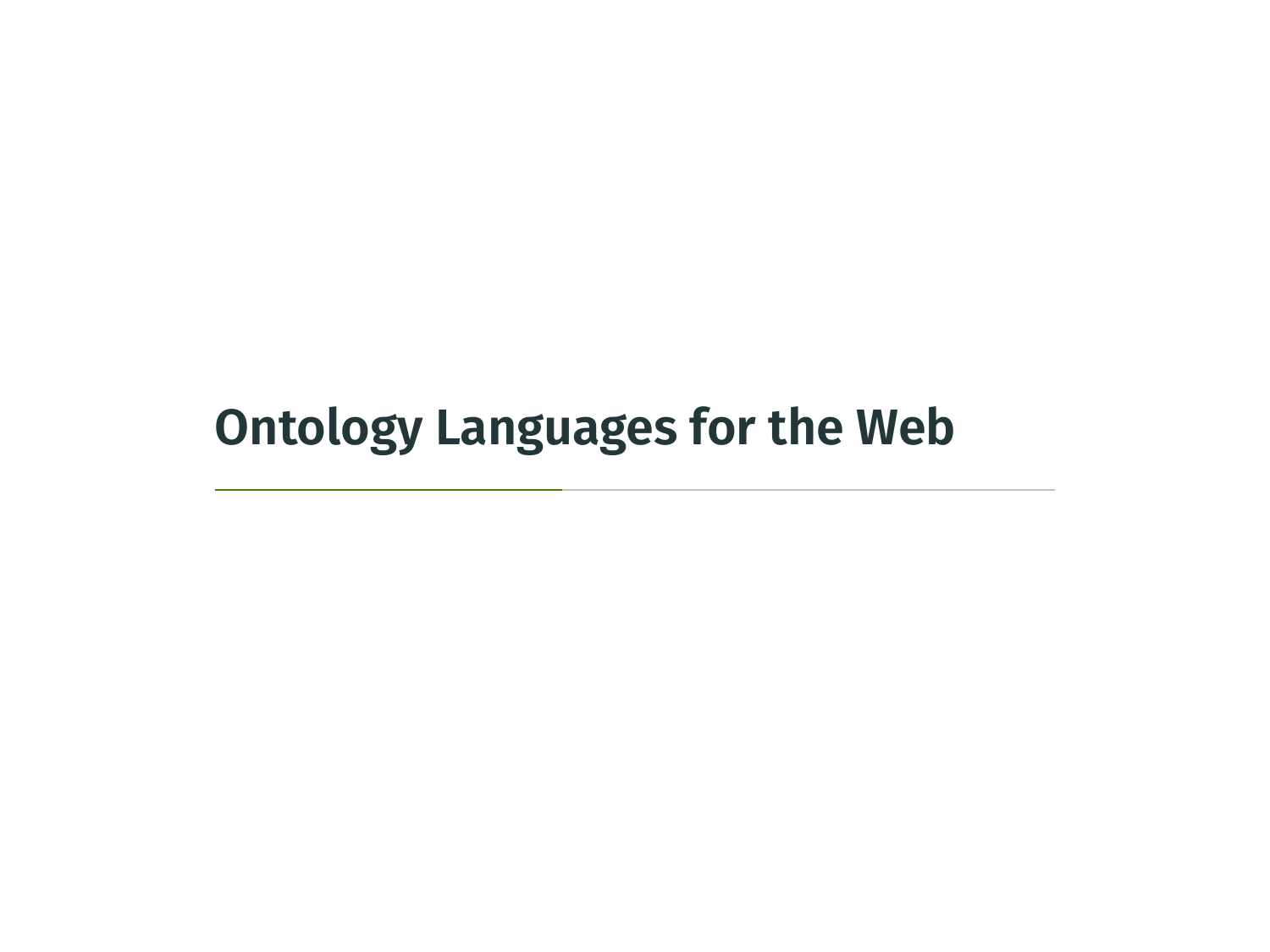# Ontology Languages for the Web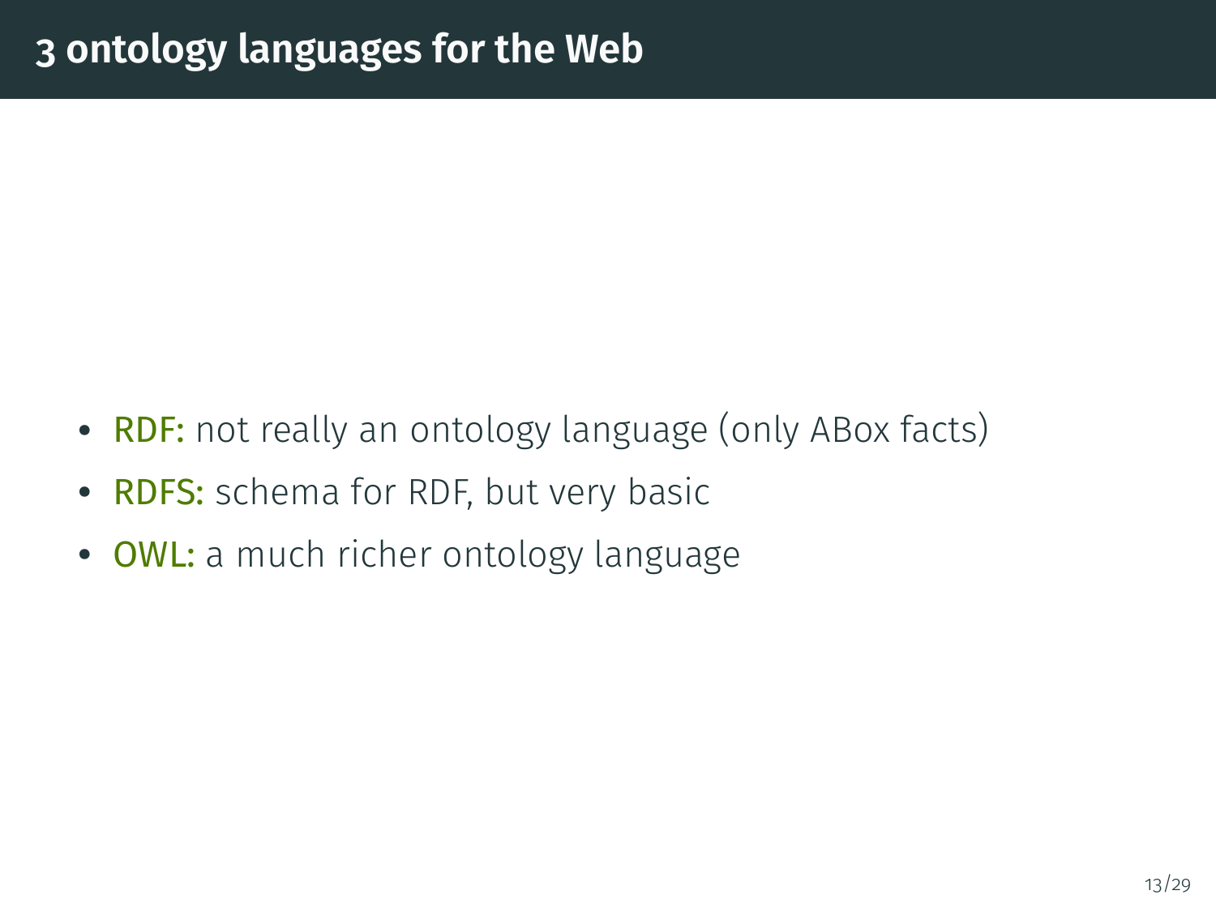# 3 ontology languages for the Web

- **RDF:** not really an ontology language (only ABox facts)
- **RDFS:** schema for RDF, but very basic
- **OWL:** a much richer ontology language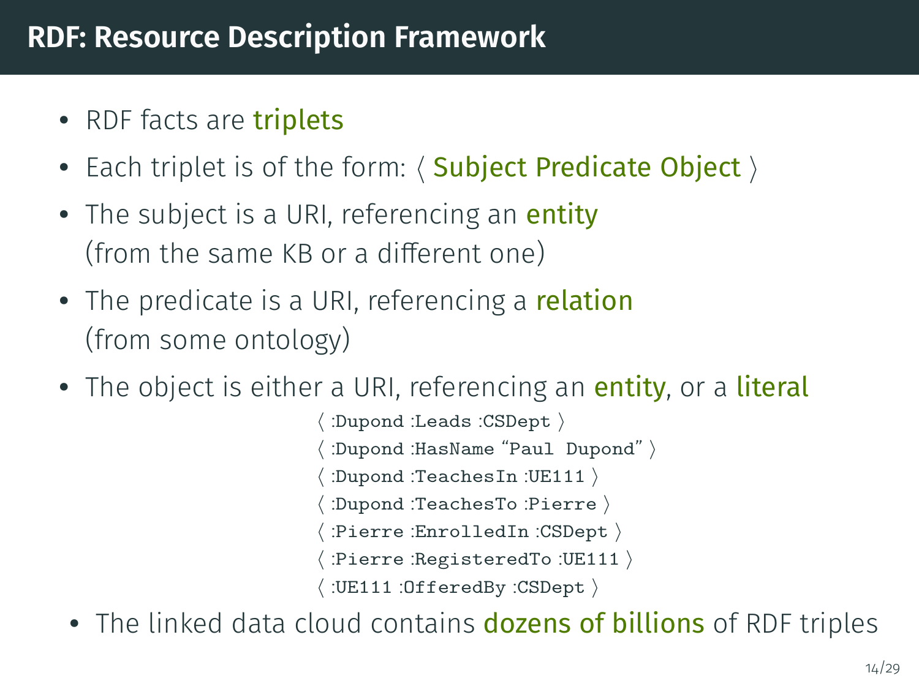# RDF: Resource Description Framework

- RDF facts are **triplets**
- Each triplet is of the form: ⟨ **Subject Predicate Object** ⟩
- The subject is a URI, referencing an **entity** (from the same KB or a different one)
- The predicate is a URI, referencing a **relation** (from some ontology)
- The object is either a URI, referencing an **entity**, or a **literal**

```
⟨ :Dupond :Leads :CSDept ⟩
⟨ :Dupond :HasName "Paul Dupond" ⟩
⟨ :Dupond :TeachesIn :UE111 ⟩
⟨ :Dupond :TeachesTo :Pierre ⟩
⟨ :Pierre :EnrolledIn :CSDept ⟩
⟨ :Pierre :RegisteredTo :UE111 ⟩
⟨ :UE111 :OfferedBy :CSDept ⟩
```

- The linked data cloud contains **dozens of billions** of RDF triples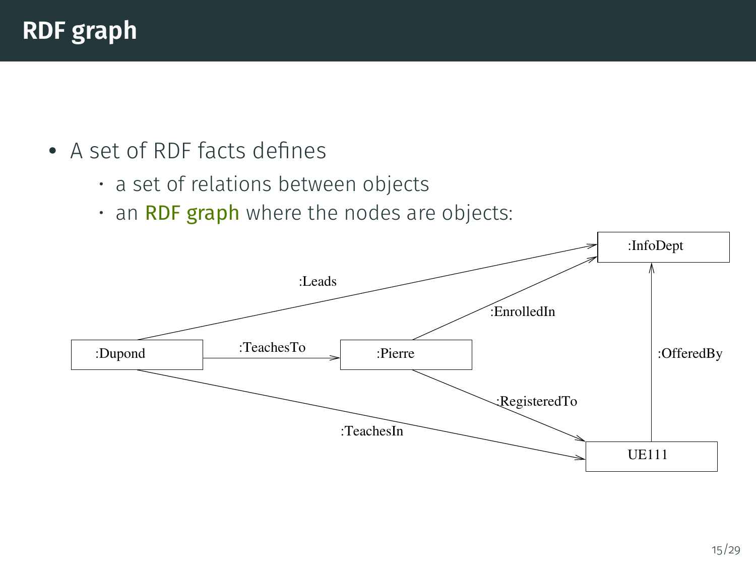# RDF graph

- A set of RDF facts defines
  - a set of relations between objects
  - an **RDF graph** where the nodes are objects:

:Dupond

:TeachesTo

:Pierre

:Leads

:EnrolledIn

:InfoDept

:OfferedBy

:RegisteredTo

:TeachesIn

UE111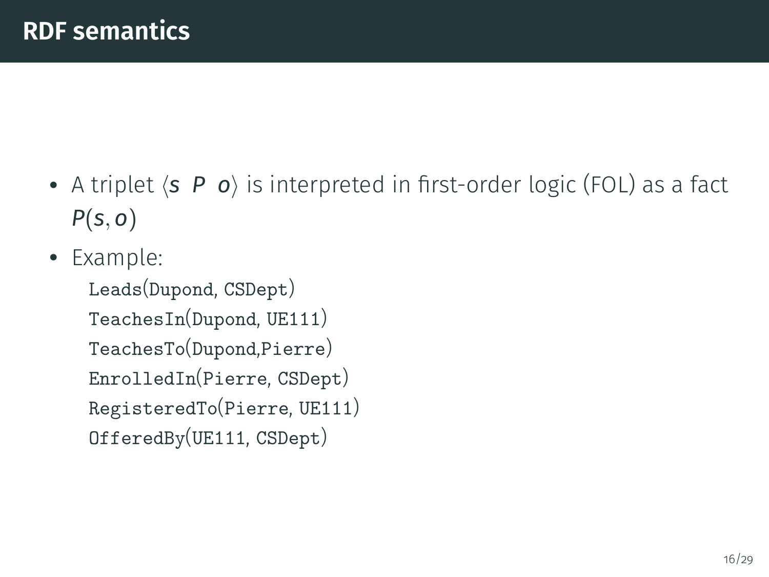# RDF semantics

- A triplet $\langle s \;\; P \;\; o \rangle$ is interpreted in first-order logic (FOL) as a fact $P(s, o)$
- Example:

```
Leads(Dupond, CSDept)
TeachesIn(Dupond, UE111)
TeachesTo(Dupond,Pierre)
EnrolledIn(Pierre, CSDept)
RegisteredTo(Pierre, UE111)
OfferedBy(UE111, CSDept)
```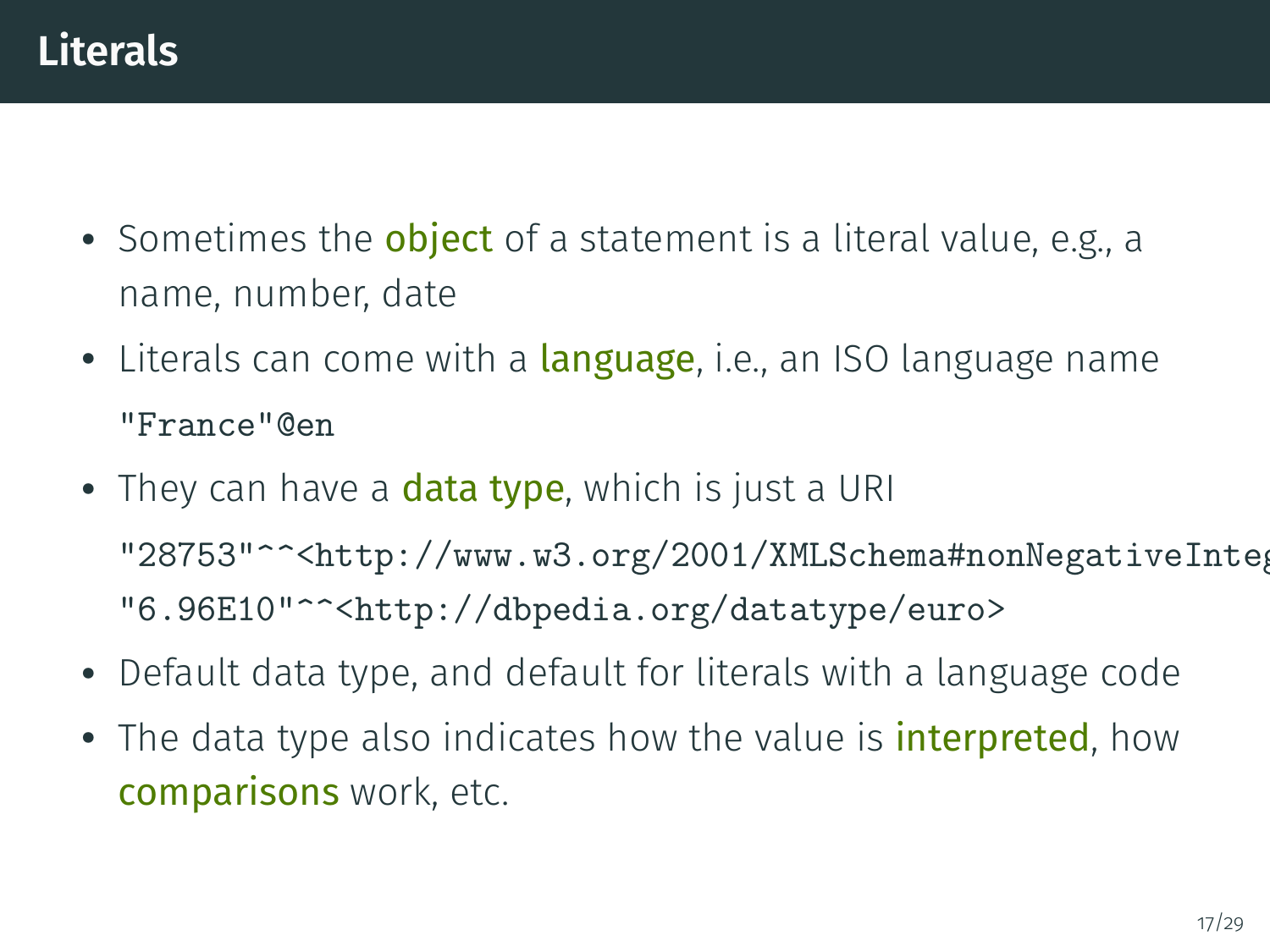# Literals

- Sometimes the **object** of a statement is a literal value, e.g., a name, number, date
- Literals can come with a **language**, i.e., an ISO language name

  `"France"@en`
- They can have a **data type**, which is just a URI

  `"28753"^^<http://www.w3.org/2001/XMLSchema#nonNegativeInteg`

  `"6.96E10"^^<http://dbpedia.org/datatype/euro>`
- Default data type, and default for literals with a language code
- The data type also indicates how the value is **interpreted**, how **comparisons** work, etc.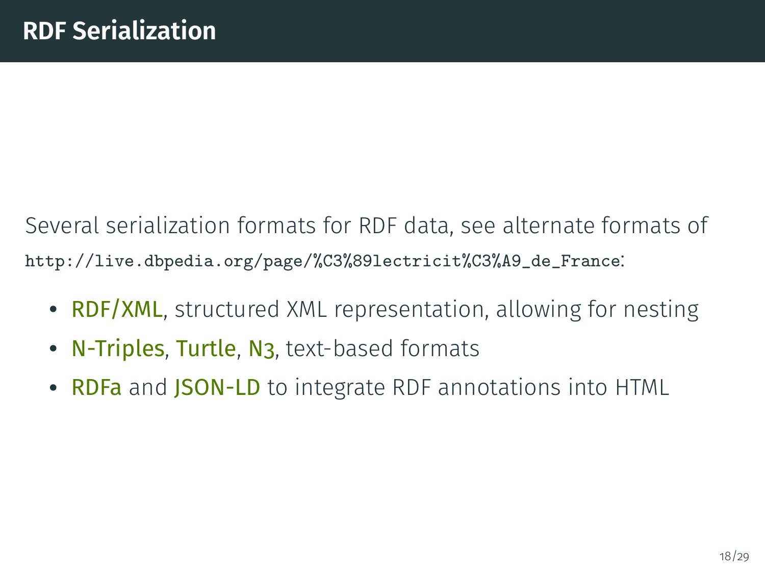# RDF Serialization

Several serialization formats for RDF data, see alternate formats of `http://live.dbpedia.org/page/%C3%89lectricit%C3%A9_de_France`:

- RDF/XML, structured XML representation, allowing for nesting
- N-Triples, Turtle, N3, text-based formats
- RDFa and JSON-LD to integrate RDF annotations into HTML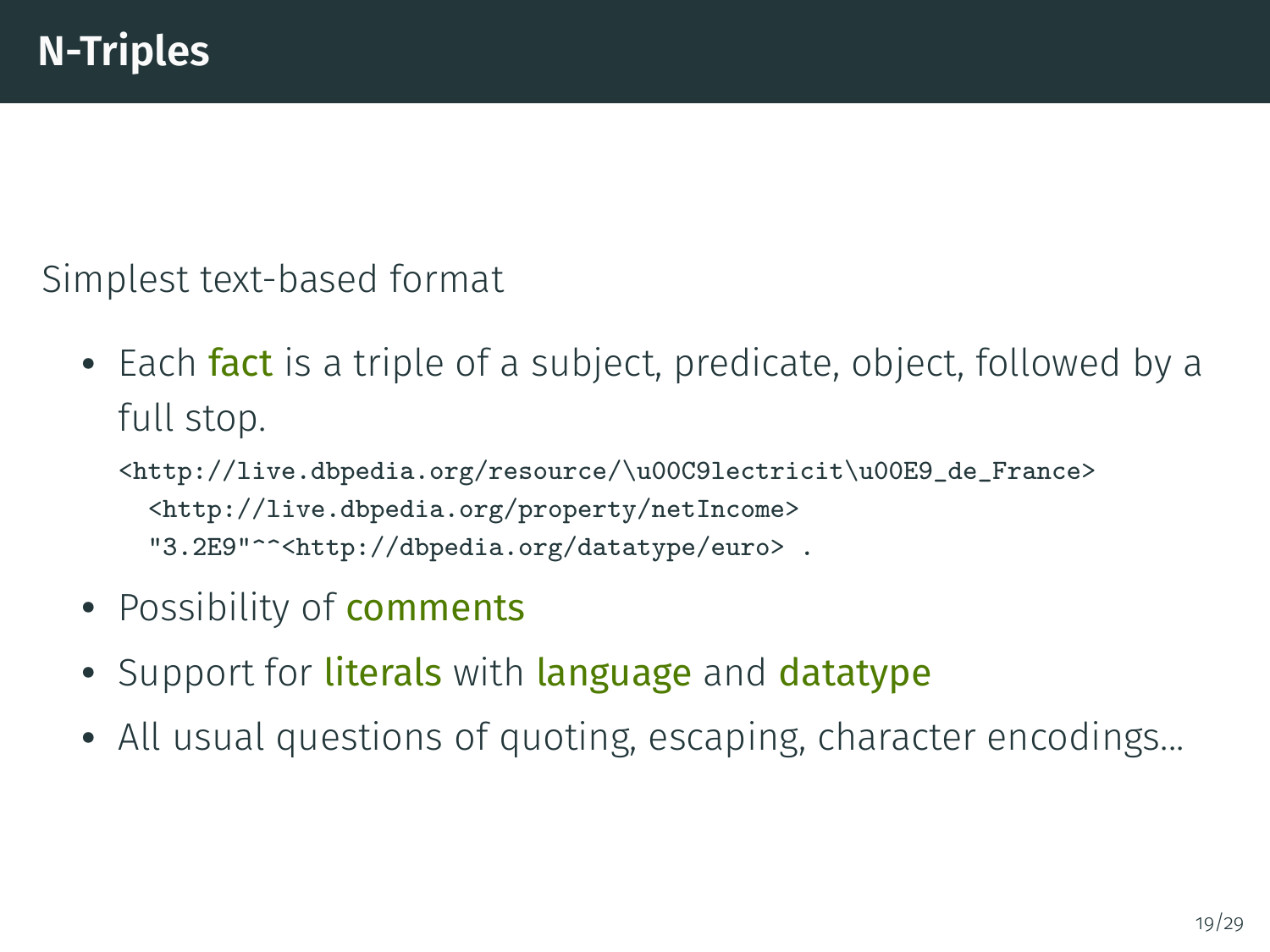# N-Triples

Simplest text-based format

- Each **fact** is a triple of a subject, predicate, object, followed by a full stop.

```
<http://live.dbpedia.org/resource/\u00C9lectricit\u00E9_de_France>
  <http://live.dbpedia.org/property/netIncome>
  "3.2E9"^^<http://dbpedia.org/datatype/euro> .
```

- Possibility of **comments**
- Support for **literals** with **language** and **datatype**
- All usual questions of quoting, escaping, character encodings…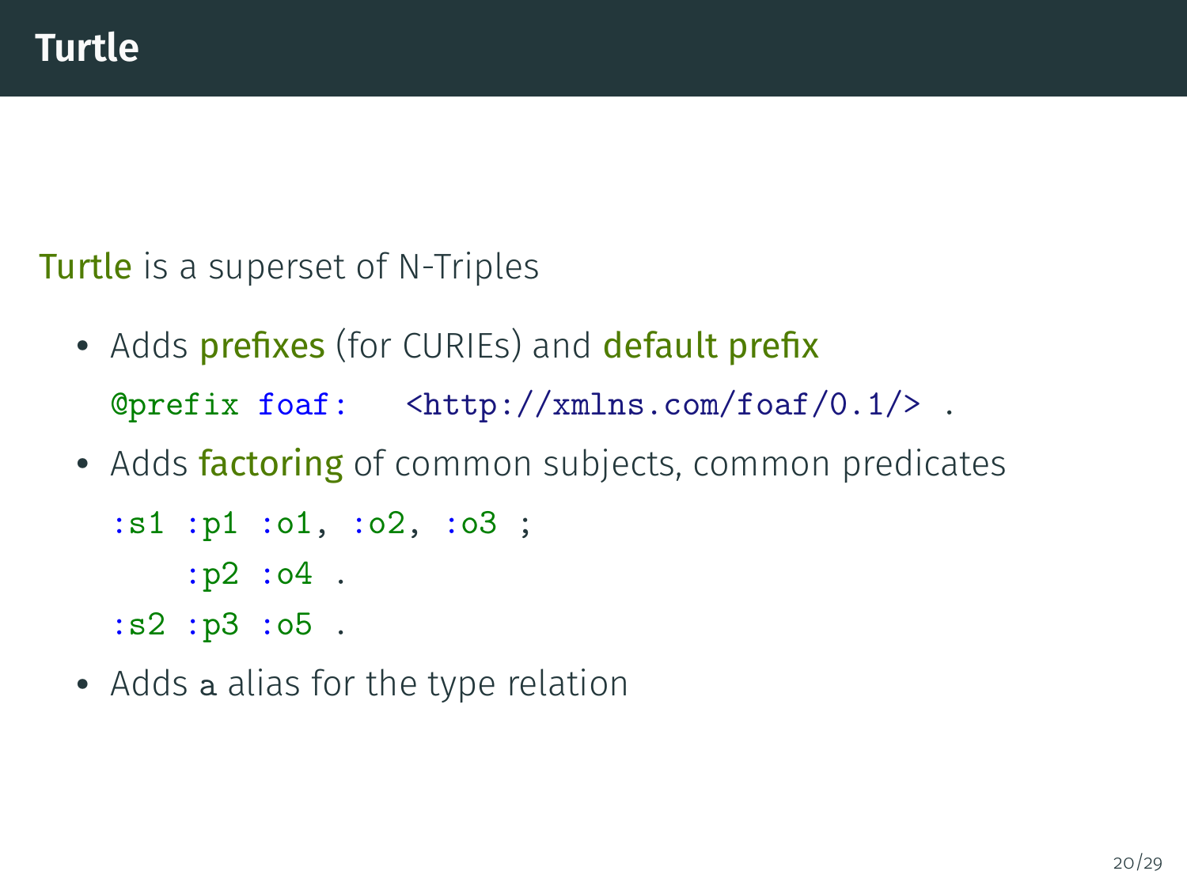# Turtle

Turtle is a superset of N-Triples

- Adds prefixes (for CURIEs) and default prefix

```
@prefix foaf:   <http://xmlns.com/foaf/0.1/> .
```

- Adds factoring of common subjects, common predicates

```
:s1 :p1 :o1, :o2, :o3 ;
    :p2 :o4 .
:s2 :p3 :o5 .
```

- Adds `a` alias for the type relation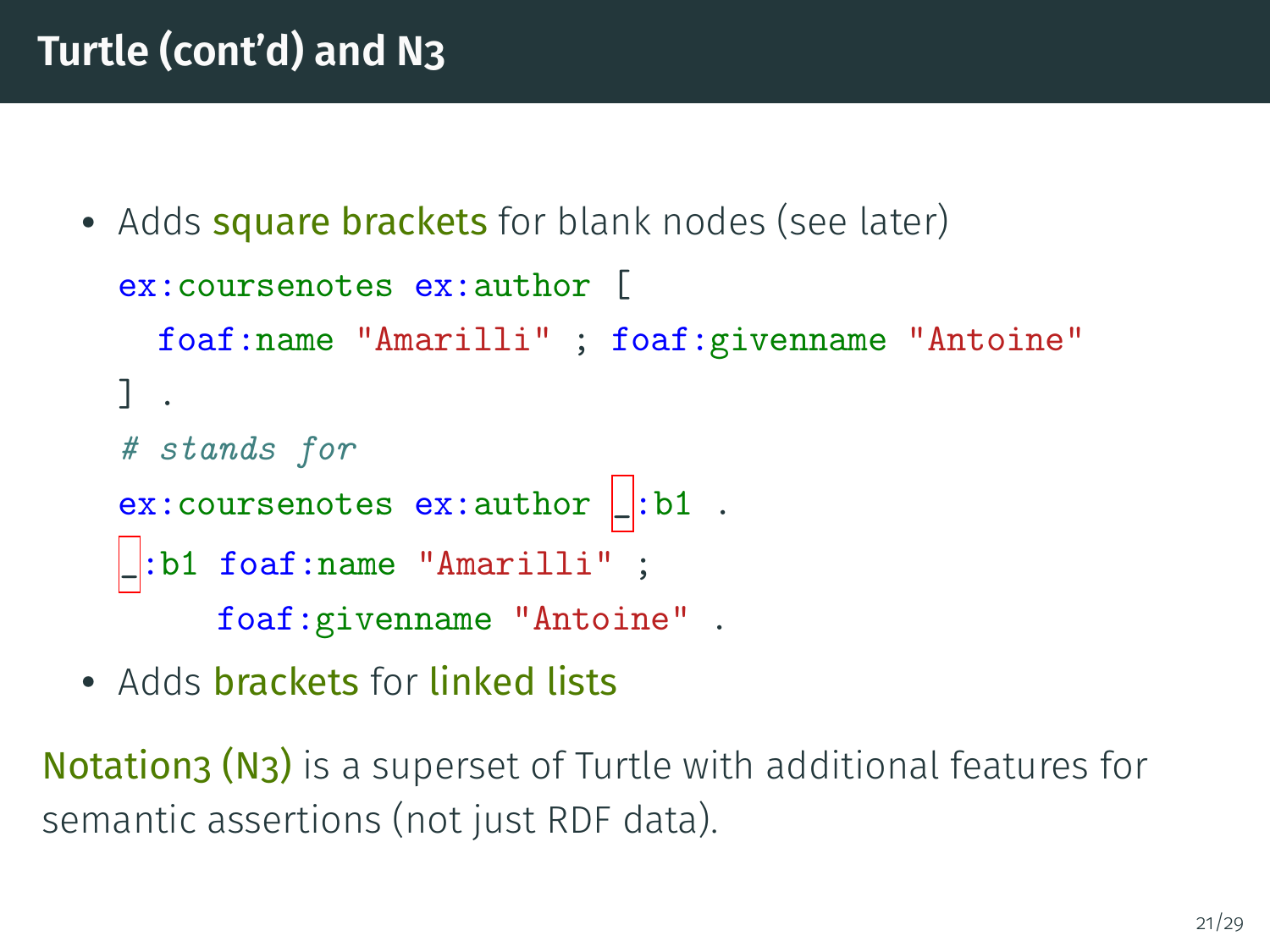# Turtle (cont'd) and N3

- Adds square brackets for blank nodes (see later)

```
ex:coursenotes ex:author [
  foaf:name "Amarilli" ; foaf:givenname "Antoine"
] .
# stands for
ex:coursenotes ex:author _:b1 .
_:b1 foaf:name "Amarilli" ;
     foaf:givenname "Antoine" .
```

- Adds brackets for linked lists

Notation3 (N3) is a superset of Turtle with additional features for semantic assertions (not just RDF data).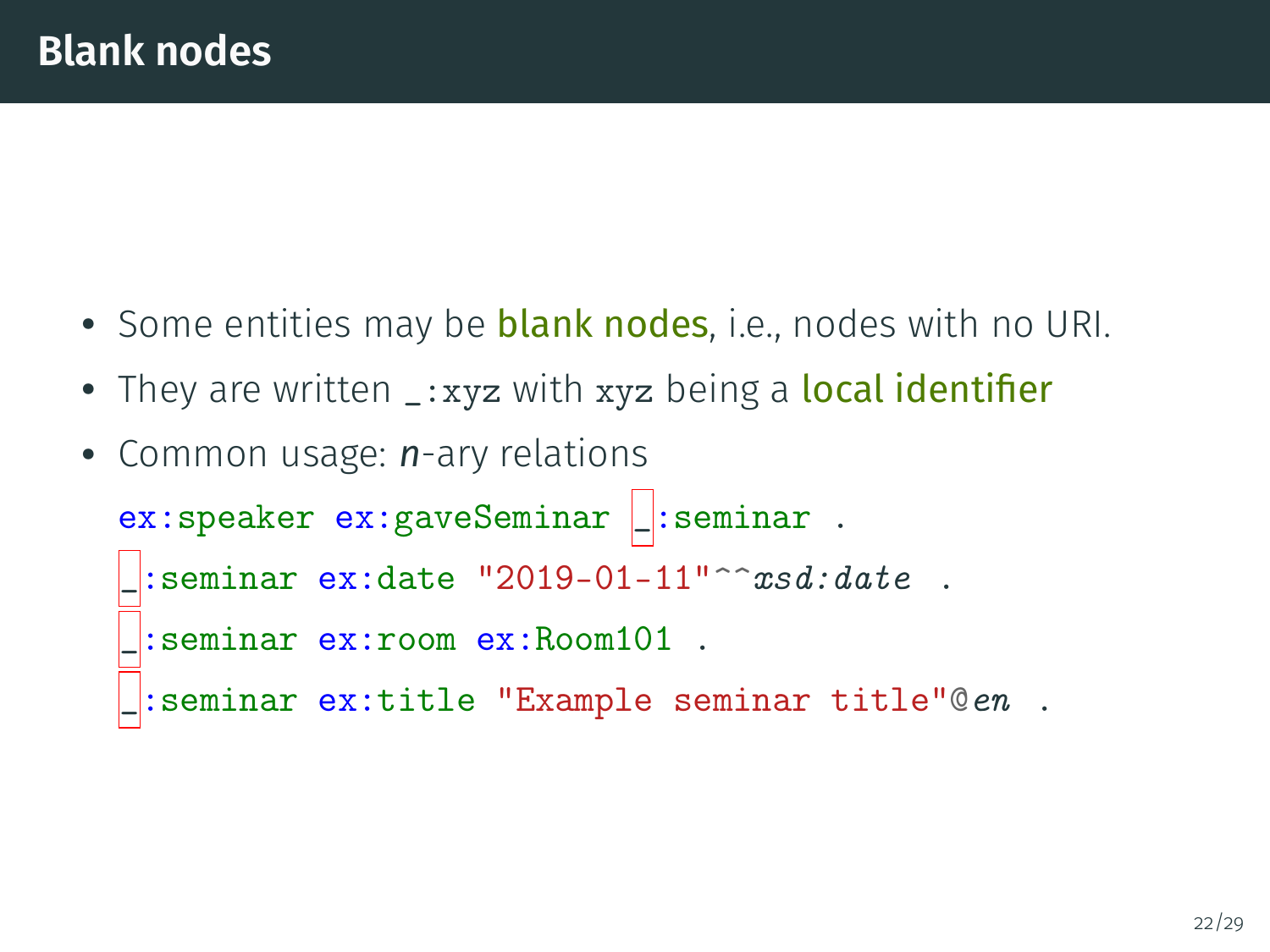# Blank nodes

- Some entities may be **blank nodes**, i.e., nodes with no URI.
- They are written `_:xyz` with `xyz` being a **local identifier**
- Common usage: *n*-ary relations

```
ex:speaker ex:gaveSeminar _:seminar .
_:seminar ex:date "2019-01-11"^^xsd:date .
_:seminar ex:room ex:Room101 .
_:seminar ex:title "Example seminar title"@en .
```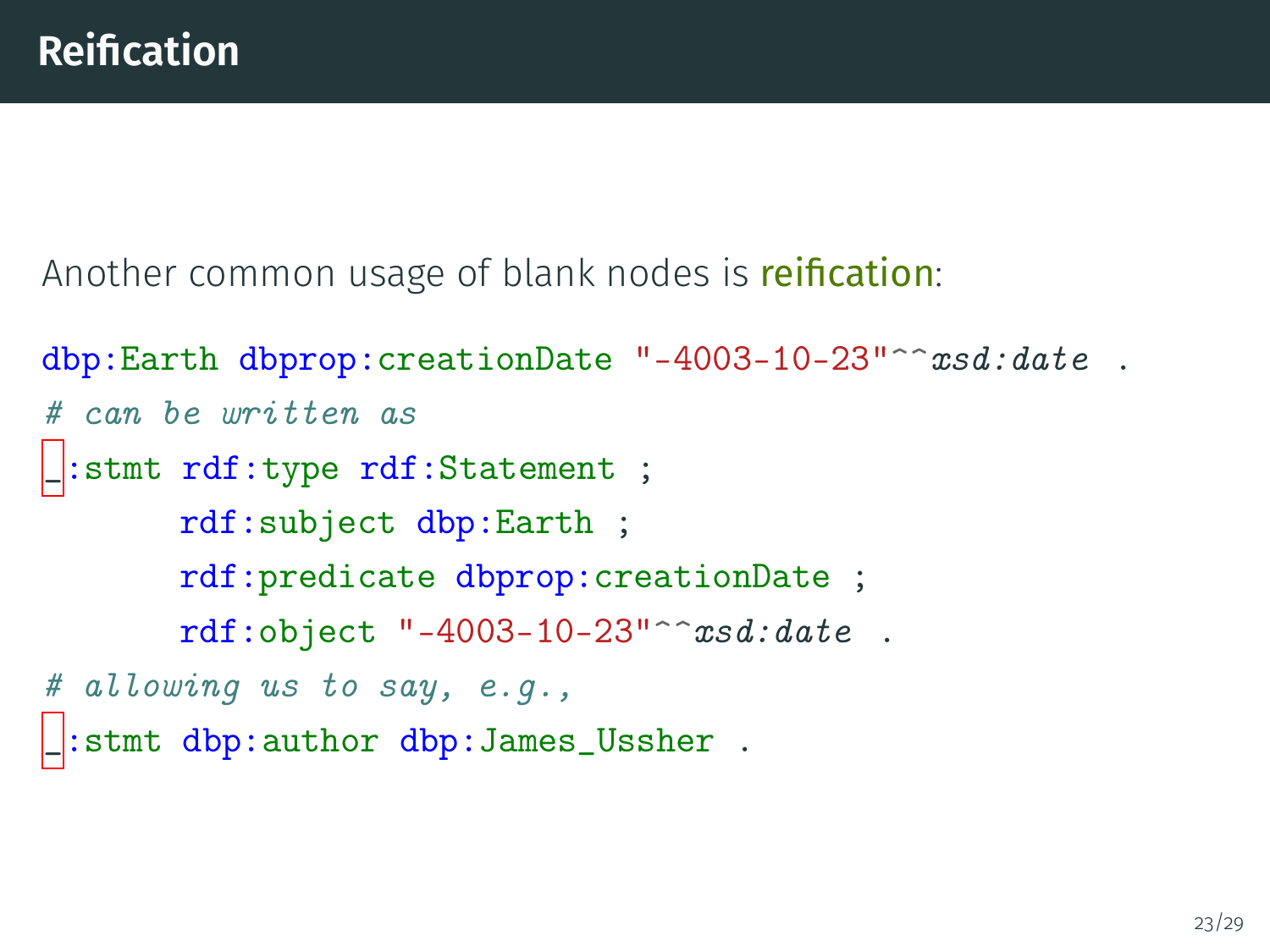# Reification

Another common usage of blank nodes is reification:

```
dbp:Earth dbprop:creationDate "-4003-10-23"^^xsd:date .
# can be written as
_:stmt rdf:type rdf:Statement ;
       rdf:subject dbp:Earth ;
       rdf:predicate dbprop:creationDate ;
       rdf:object "-4003-10-23"^^xsd:date .
# allowing us to say, e.g.,
_:stmt dbp:author dbp:James_Ussher .
```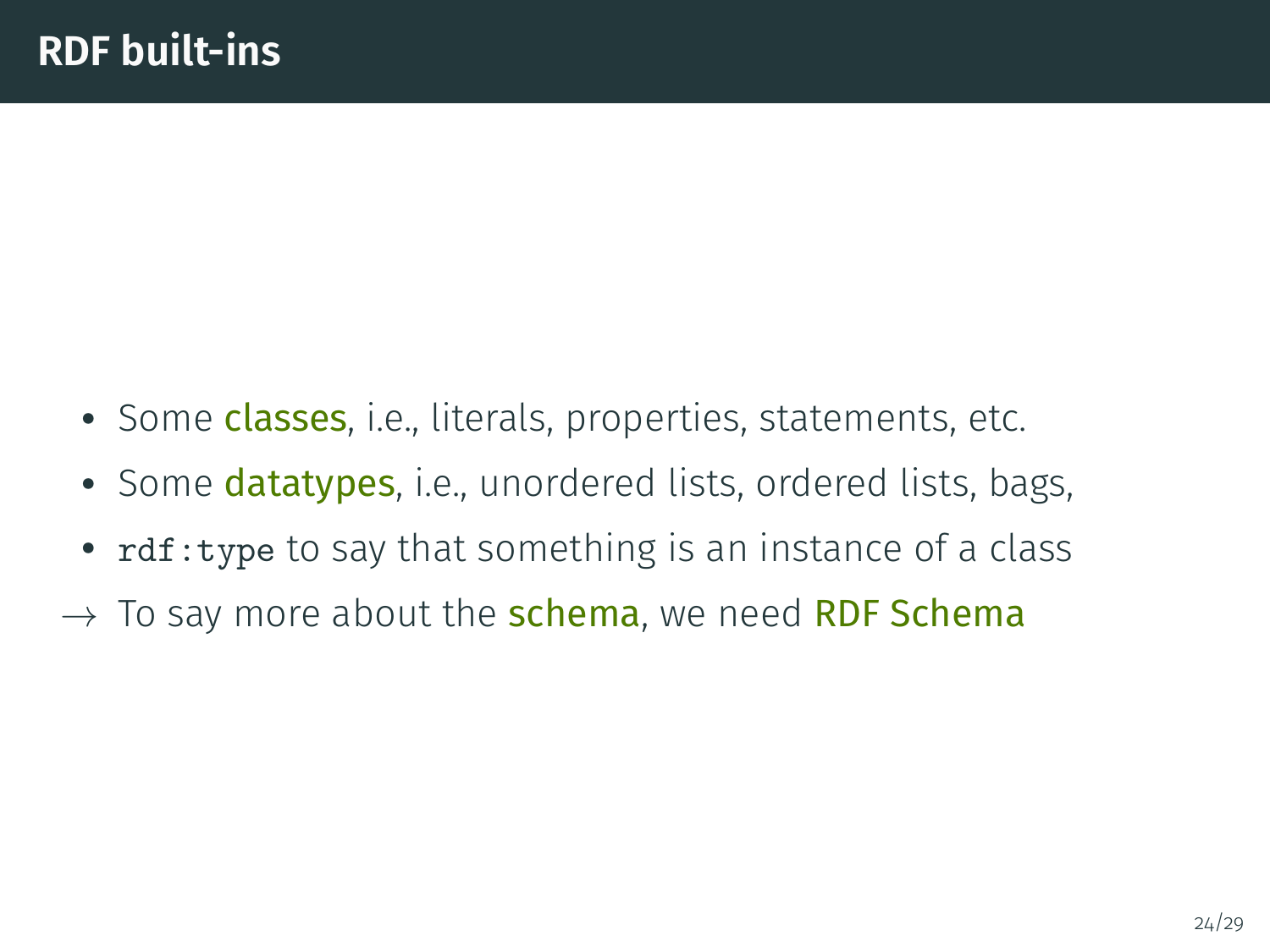# RDF built-ins

- Some **classes**, i.e., literals, properties, statements, etc.
- Some **datatypes**, i.e., unordered lists, ordered lists, bags,
- `rdf:type` to say that something is an instance of a class

→ To say more about the **schema**, we need **RDF Schema**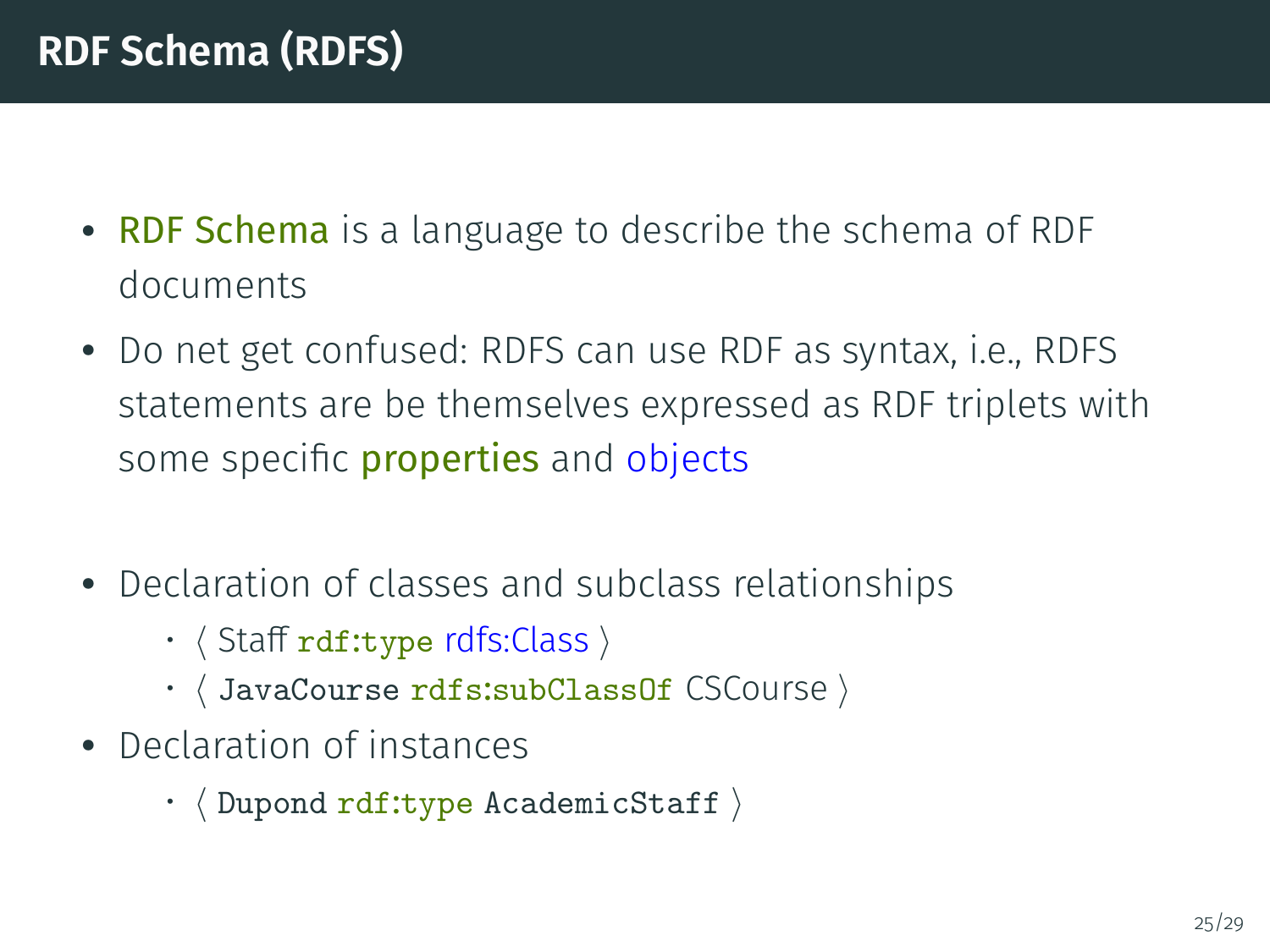# RDF Schema (RDFS)

- RDF Schema is a language to describe the schema of RDF documents
- Do net get confused: RDFS can use RDF as syntax, i.e., RDFS statements are be themselves expressed as RDF triplets with some specific properties and objects

- Declaration of classes and subclass relationships
  - ⟨ Staff `rdf:type` rdfs:Class ⟩
  - ⟨ `JavaCourse` `rdfs:subClassOf` CSCourse ⟩
- Declaration of instances
  - ⟨ `Dupond` `rdf:type` `AcademicStaff` ⟩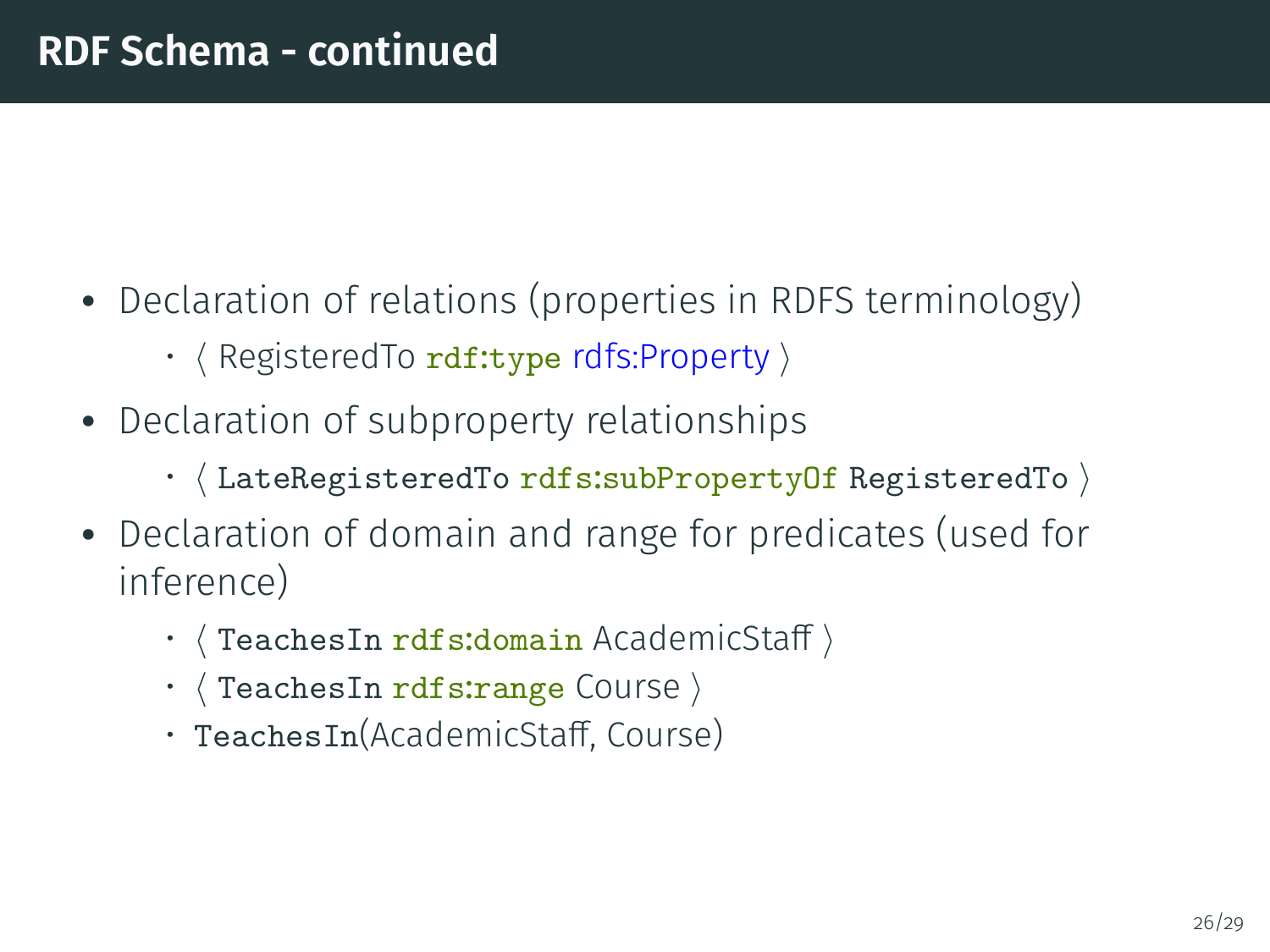## RDF Schema - continued

- Declaration of relations (properties in RDFS terminology)
  - ⟨ RegisteredTo `rdf:type` rdfs:Property ⟩
- Declaration of subproperty relationships
  - ⟨ `LateRegisteredTo` `rdfs:subPropertyOf` `RegisteredTo` ⟩
- Declaration of domain and range for predicates (used for inference)
  - ⟨ `TeachesIn` `rdfs:domain` AcademicStaff ⟩
  - ⟨ `TeachesIn` `rdfs:range` Course ⟩
  - `TeachesIn`(AcademicStaff, Course)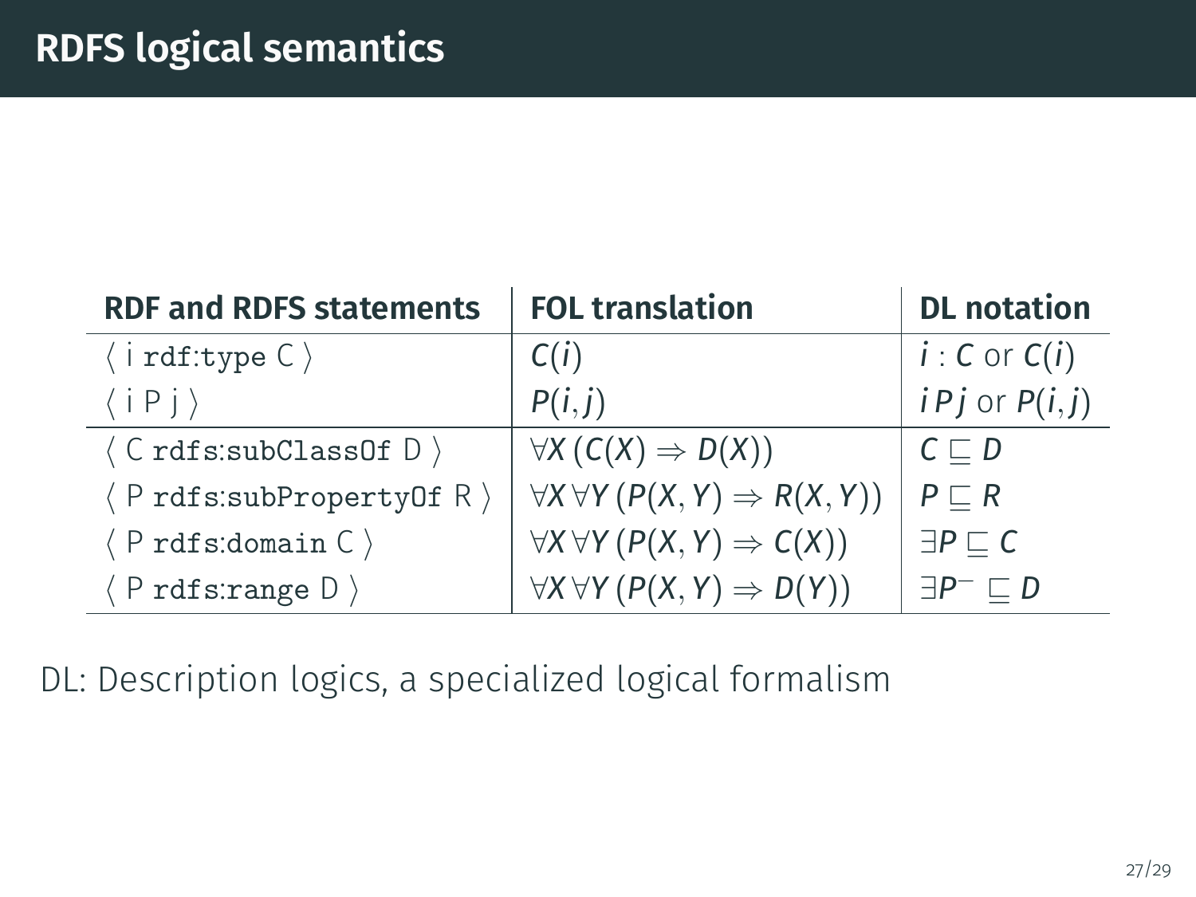# RDFS logical semantics

| RDF and RDFS statements | FOL translation | DL notation |
|---|---|---|
| ⟨ i `rdf:type` C ⟩ | $C(i)$ | $i : C$ or $C(i)$ |
| ⟨ i P j ⟩ | $P(i, j)$ | $i\,P\,j$ or $P(i, j)$ |
| ⟨ C `rdfs:subClassOf` D ⟩ | $\forall X\,(C(X) \Rightarrow D(X))$ | $C \sqsubseteq D$ |
| ⟨ P `rdfs:subPropertyOf` R ⟩ | $\forall X\,\forall Y\,(P(X, Y) \Rightarrow R(X, Y))$ | $P \sqsubseteq R$ |
| ⟨ P `rdfs:domain` C ⟩ | $\forall X\,\forall Y\,(P(X, Y) \Rightarrow C(X))$ | $\exists P \sqsubseteq C$ |
| ⟨ P `rdfs:range` D ⟩ | $\forall X\,\forall Y\,(P(X, Y) \Rightarrow D(Y))$ | $\exists P^{-} \sqsubseteq D$ |

DL: Description logics, a specialized logical formalism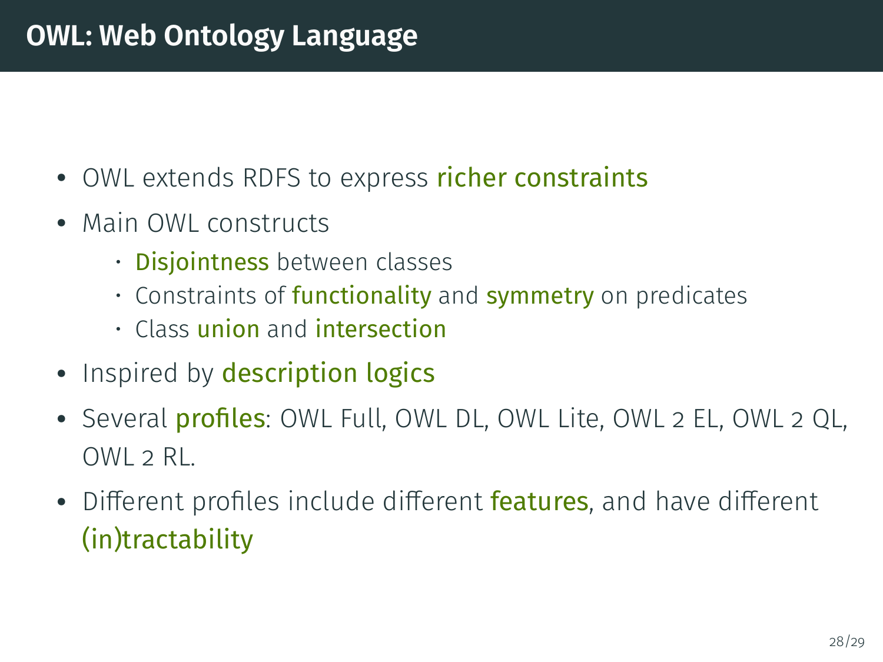# OWL: Web Ontology Language

- OWL extends RDFS to express **richer constraints**
- Main OWL constructs
  - **Disjointness** between classes
  - Constraints of **functionality** and **symmetry** on predicates
  - Class **union** and **intersection**
- Inspired by **description logics**
- Several **profiles**: OWL Full, OWL DL, OWL Lite, OWL 2 EL, OWL 2 QL, OWL 2 RL.
- Different profiles include different **features**, and have different **(in)tractability**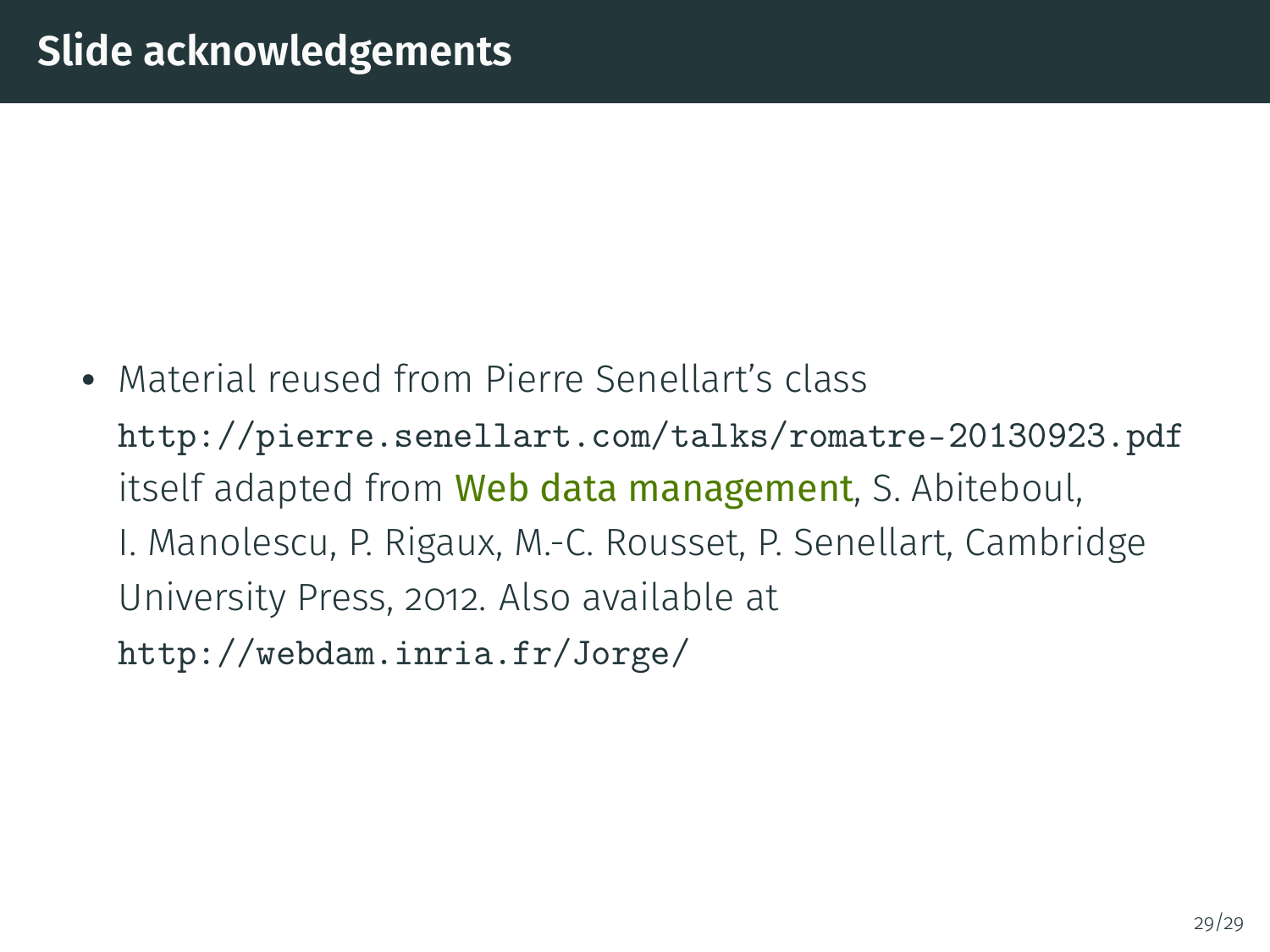# Slide acknowledgements

- Material reused from Pierre Senellart's class http://pierre.senellart.com/talks/romatre-20130923.pdf itself adapted from Web data management, S. Abiteboul, I. Manolescu, P. Rigaux, M.-C. Rousset, P. Senellart, Cambridge University Press, 2012. Also available at http://webdam.inria.fr/Jorge/